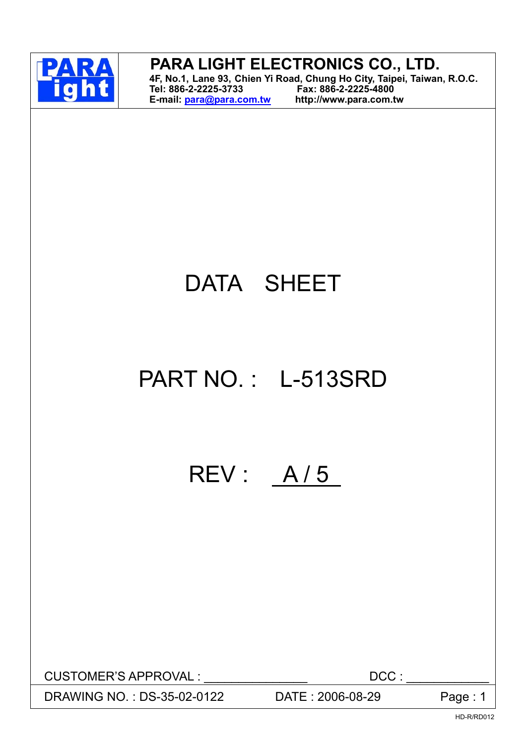# PARA LIGHT ELECTRONICS CO., LTD.

**4F, No.1, Lane 93, Chien Yi Road, Chung Ho City, Taipei, Taiwan, R.O.C.**
**Tel: 886-2-2225-3733** **Fax: 886-2-2225-4800**
**E-mail: para@para.com.tw** **http://www.para.com.tw**

# DATA SHEET

# PART NO. : L-513SRD

# REV : A / 5

CUSTOMER'S APPROVAL : ________________ DCC : ____________

DRAWING NO. : DS-35-02-0122 DATE : 2006-08-29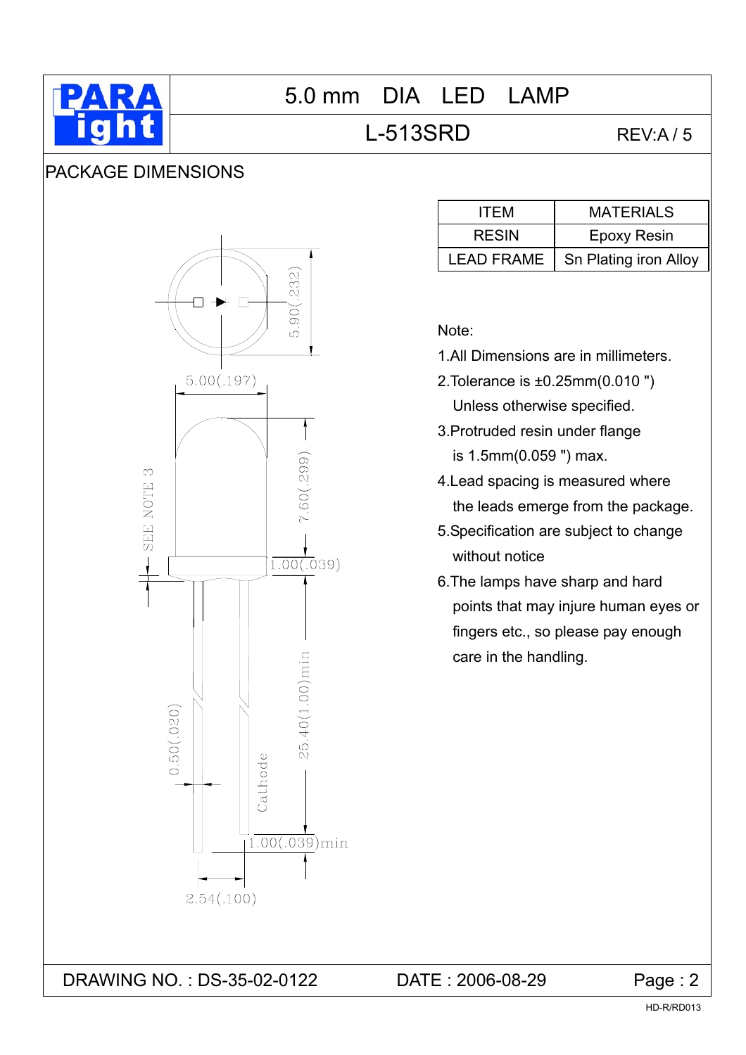# 5.0 mm DIA LED LAMP

## L-513SRD

REV:A / 5

## PACKAGE DIMENSIONS

| ITEM | MATERIALS |
|---|---|
| RESIN | Epoxy Resin |
| LEAD FRAME | Sn Plating iron Alloy |

5.90(.232)

5.00(.197)

7.60(.299)

SEE NOTE 3

1.00(.039)

25.40(1.00)min

0.50(.020)

Cathode

1.00(.039)min

2.54(.100)

Note:

1. All Dimensions are in millimeters.
2. Tolerance is ±0.25mm(0.010 ") Unless otherwise specified.
3. Protruded resin under flange is 1.5mm(0.059 ") max.
4. Lead spacing is measured where the leads emerge from the package.
5. Specification are subject to change without notice
6. The lamps have sharp and hard points that may injure human eyes or fingers etc., so please pay enough care in the handling.

DRAWING NO. : DS-35-02-0122 DATE : 2006-08-29

HD-R/RD013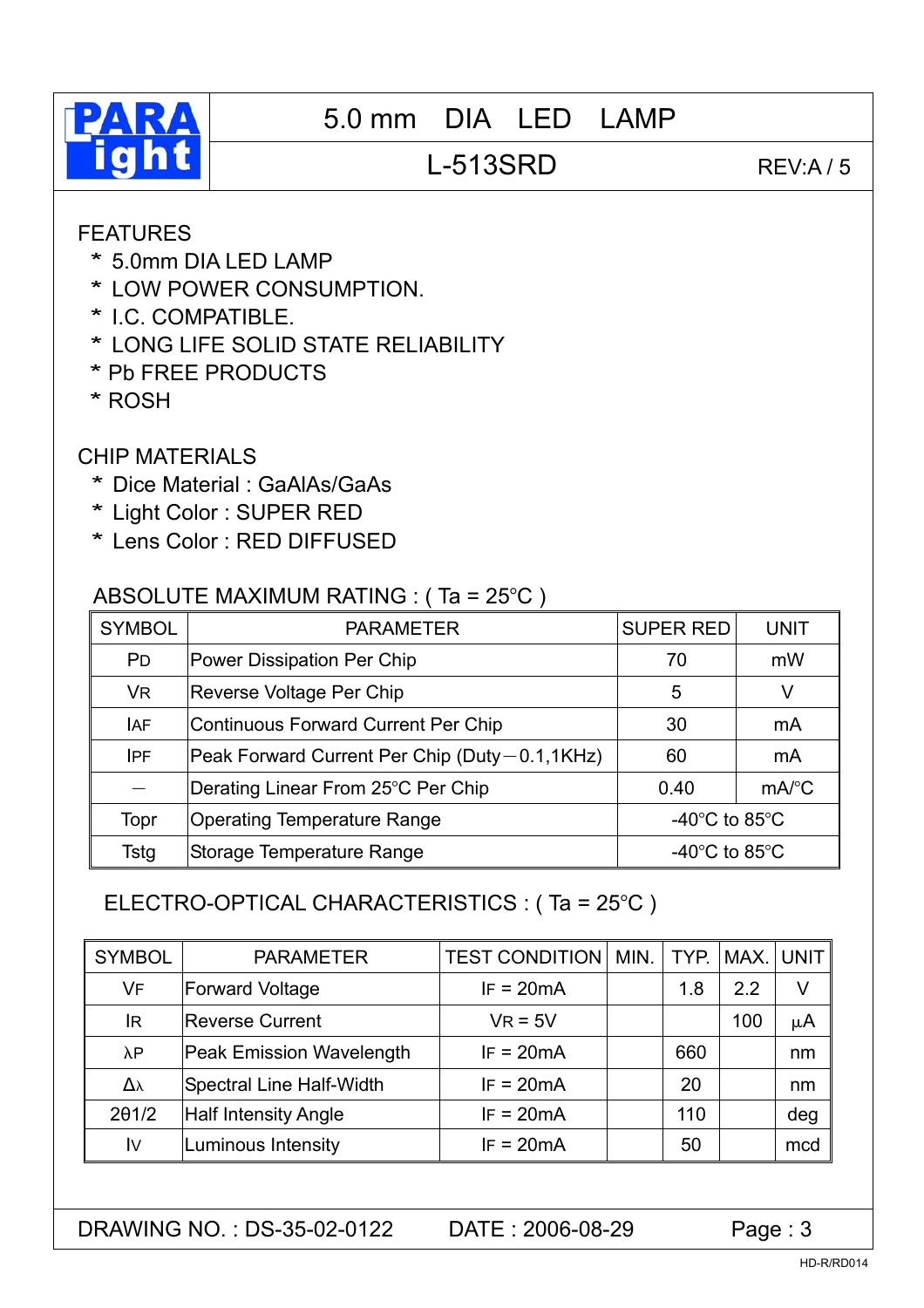# 5.0 mm DIA LED LAMP

## L-513SRD

REV:A / 5

FEATURES

- * 5.0mm DIA LED LAMP
- * LOW POWER CONSUMPTION.
- * I.C. COMPATIBLE.
- * LONG LIFE SOLID STATE RELIABILITY
- * Pb FREE PRODUCTS
- * ROSH

CHIP MATERIALS

- * Dice Material : GaAlAs/GaAs
- * Light Color : SUPER RED
- * Lens Color : RED DIFFUSED

ABSOLUTE MAXIMUM RATING : ( Ta = 25°C )

| SYMBOL | PARAMETER | SUPER RED | UNIT |
|---|---|---|---|
| $P_D$ | Power Dissipation Per Chip | 70 | mW |
| $V_R$ | Reverse Voltage Per Chip | 5 | V |
| $I_{AF}$ | Continuous Forward Current Per Chip | 30 | mA |
| $I_{PF}$ | Peak Forward Current Per Chip (Duty－0.1,1KHz) | 60 | mA |
| － | Derating Linear From 25°C Per Chip | 0.40 | mA/°C |
| Topr | Operating Temperature Range | -40°C to 85°C | |
| Tstg | Storage Temperature Range | -40°C to 85°C | |

ELECTRO-OPTICAL CHARACTERISTICS : ( Ta = 25°C )

| SYMBOL | PARAMETER | TEST CONDITION | MIN. | TYP. | MAX. | UNIT |
|---|---|---|---|---|---|---|
| $V_F$ | Forward Voltage | $I_F$ = 20mA | | 1.8 | 2.2 | V |
| $I_R$ | Reverse Current | $V_R$ = 5V | | | 100 | µA |
| $\lambda P$ | Peak Emission Wavelength | $I_F$ = 20mA | | 660 | | nm |
| $\Delta\lambda$ | Spectral Line Half-Width | $I_F$ = 20mA | | 20 | | nm |
| $2\theta 1/2$ | Half Intensity Angle | $I_F$ = 20mA | | 110 | | deg |
| $I_V$ | Luminous Intensity | $I_F$ = 20mA | | 50 | | mcd |

DRAWING NO. : DS-35-02-0122 DATE : 2006-08-29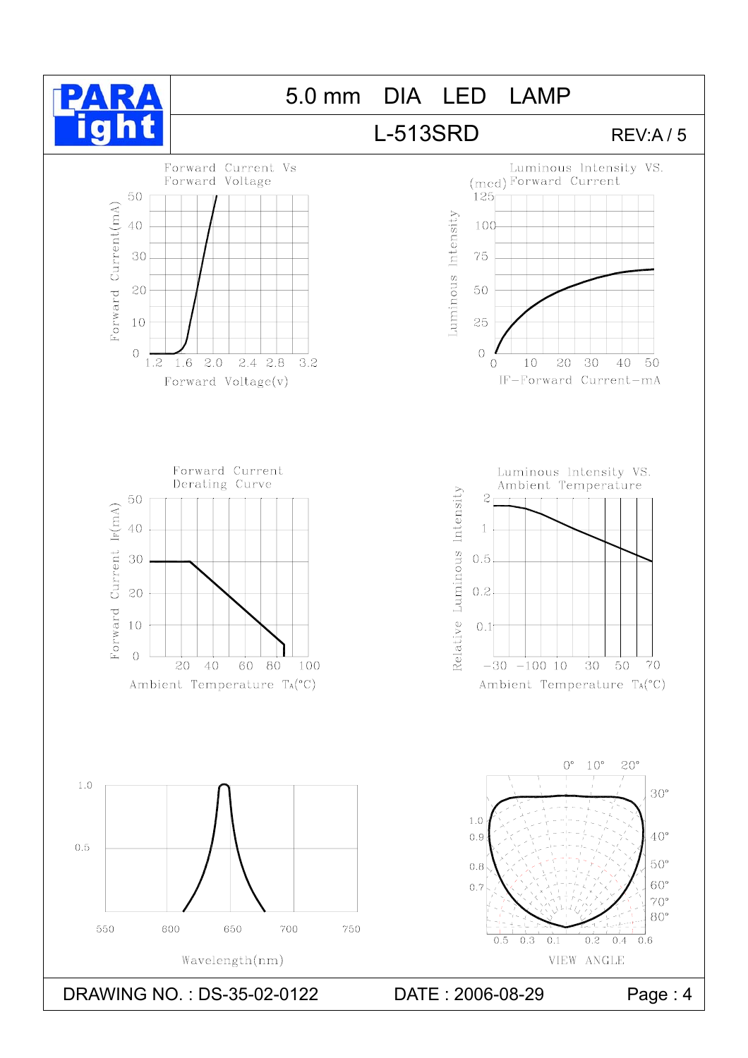# 5.0 mm DIA LED LAMP

## L-513SRD

REV:A / 5

Forward Current Vs Forward Voltage

Forward Current(mA): 0, 10, 20, 30, 40, 50

Forward Voltage(v): 1.2, 1.6, 2.0, 2.4, 2.8, 3.2

Luminous Intensity VS. Forward Current

Luminous Intensity (mcd): 0, 25, 50, 75, 100, 125

IF-Forward Current-mA: 0, 10, 20, 30, 40, 50

Forward Current Derating Curve

Forward Current IF(mA): 0, 10, 20, 30, 40, 50

Ambient Temperature TA(°C): 20, 40, 60, 80, 100

Luminous Intensity VS. Ambient Temperature

Relative Luminous Intensity: 0.1, 0.2, 0.5, 1, 2

Ambient Temperature TA(°C): −30, −10, 0, 10, 30, 50, 70

1.0, 0.5

550, 600, 650, 700, 750

Wavelength(nm)

0°, 10°, 20°, 30°, 40°, 50°, 60°, 70°, 80°

1.0, 0.9, 0.8, 0.7

0.5, 0.3, 0.1, 0.2, 0.4, 0.6

VIEW ANGLE

DRAWING NO. : DS-35-02-0122 DATE : 2006-08-29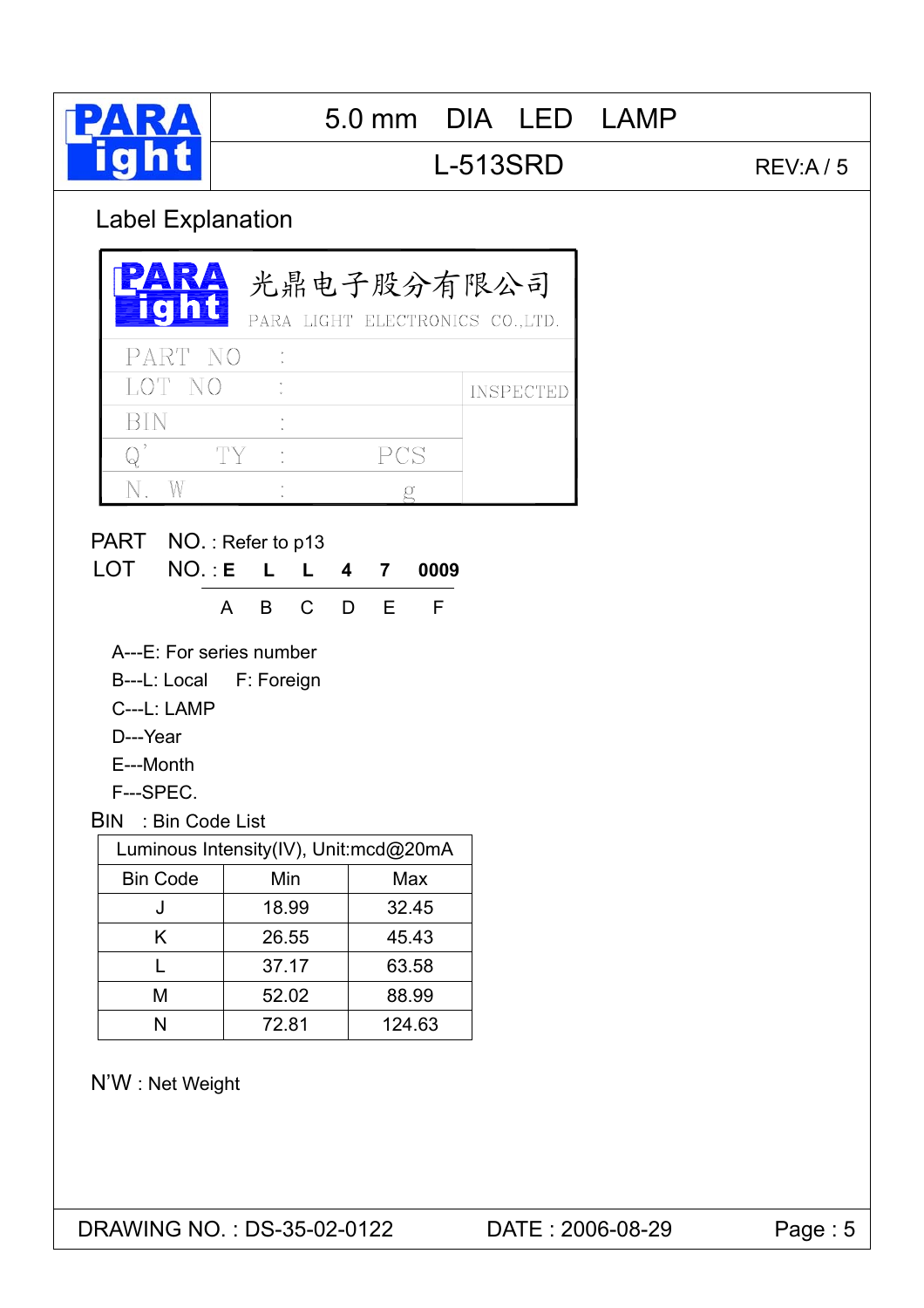# 5.0 mm DIA LED LAMP

## L-513SRD

REV:A / 5

### Label Explanation

| 光鼎电子股分有限公司 PARA LIGHT ELECTRONICS CO.,LTD. | | | |
|---|---|---|---|
| PART NO | : | | |
| LOT NO | : | | INSPECTED |
| BIN | : | | |
| Q'TY | : | PCS | |
| N.W | : | g | |

PART NO. : Refer to p13

LOT NO. : **E L L 4 7 0009**

| E | L | L | 4 | 7 | 0009 |
|---|---|---|---|---|---|
| A | B | C | D | E | F |

A---E: For series number
B---L: Local F: Foreign
C---L: LAMP
D---Year
E---Month
F---SPEC.

BIN : Bin Code List

| Luminous Intensity(IV), Unit:mcd@20mA | | |
|---|---|---|
| Bin Code | Min | Max |
| J | 18.99 | 32.45 |
| K | 26.55 | 45.43 |
| L | 37.17 | 63.58 |
| M | 52.02 | 88.99 |
| N | 72.81 | 124.63 |

N'W : Net Weight

DRAWING NO. : DS-35-02-0122 DATE : 2006-08-29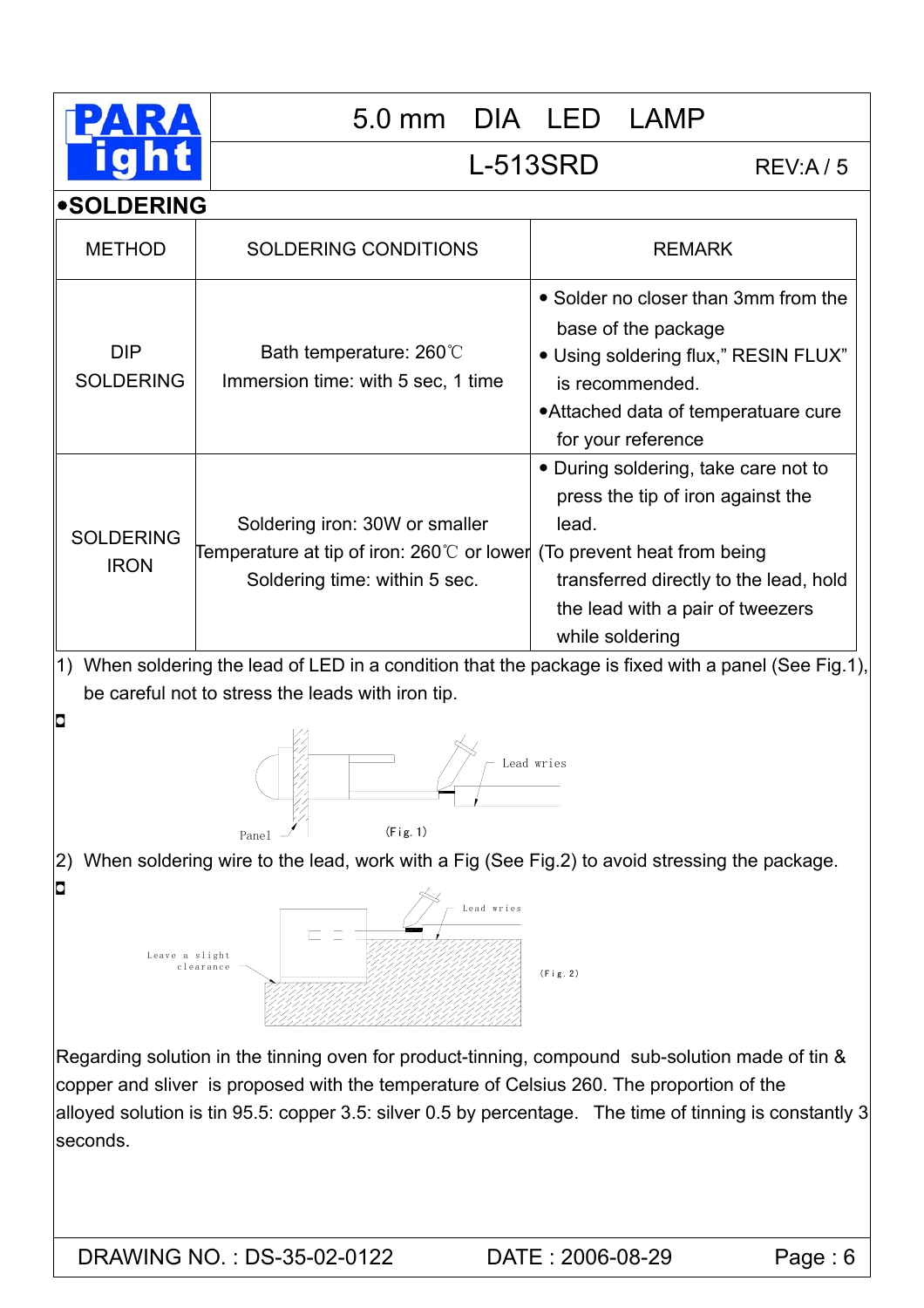# •SOLDERING

| METHOD | SOLDERING CONDITIONS | REMARK |
|---|---|---|
| DIP SOLDERING | Bath temperature: 260℃<br>Immersion time: with 5 sec, 1 time | • Solder no closer than 3mm from the base of the package<br>• Using soldering flux," RESIN FLUX" is recommended.<br>•Attached data of temperatuare cure for your reference |
| SOLDERING IRON | Soldering iron: 30W or smaller<br>Temperature at tip of iron: 260℃ or lower<br>Soldering time: within 5 sec. | • During soldering, take care not to press the tip of iron against the lead.<br>(To prevent heat from being transferred directly to the lead, hold the lead with a pair of tweezers while soldering |

1) When soldering the lead of LED in a condition that the package is fixed with a panel (See Fig.1), be careful not to stress the leads with iron tip.

Panel   Lead wries

(Fig. 1)

2) When soldering wire to the lead, work with a Fig (See Fig.2) to avoid stressing the package.

Leave a slight clearance   Lead wries

(Fig. 2)

Regarding solution in the tinning oven for product-tinning, compound sub-solution made of tin & copper and sliver is proposed with the temperature of Celsius 260. The proportion of the alloyed solution is tin 95.5: copper 3.5: silver 0.5 by percentage. The time of tinning is constantly 3 seconds.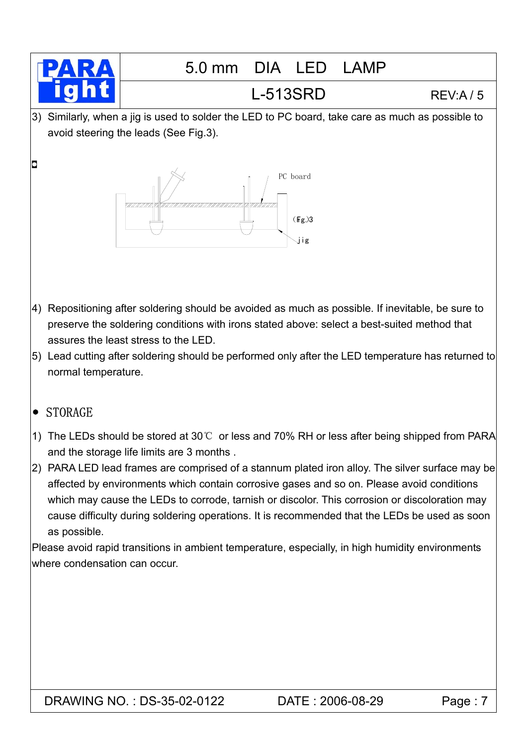3) Similarly, when a jig is used to solder the LED to PC board, take care as much as possible to avoid steering the leads (See Fig.3).

PC board

(Fig.)3

jig

4) Repositioning after soldering should be avoided as much as possible. If inevitable, be sure to preserve the soldering conditions with irons stated above: select a best-suited method that assures the least stress to the LED.
5) Lead cutting after soldering should be performed only after the LED temperature has returned to normal temperature.

- STORAGE

1) The LEDs should be stored at 30℃ or less and 70% RH or less after being shipped from PARA and the storage life limits are 3 months .
2) PARA LED lead frames are comprised of a stannum plated iron alloy. The silver surface may be affected by environments which contain corrosive gases and so on. Please avoid conditions which may cause the LEDs to corrode, tarnish or discolor. This corrosion or discoloration may cause difficulty during soldering operations. It is recommended that the LEDs be used as soon as possible.

Please avoid rapid transitions in ambient temperature, especially, in high humidity environments where condensation can occur.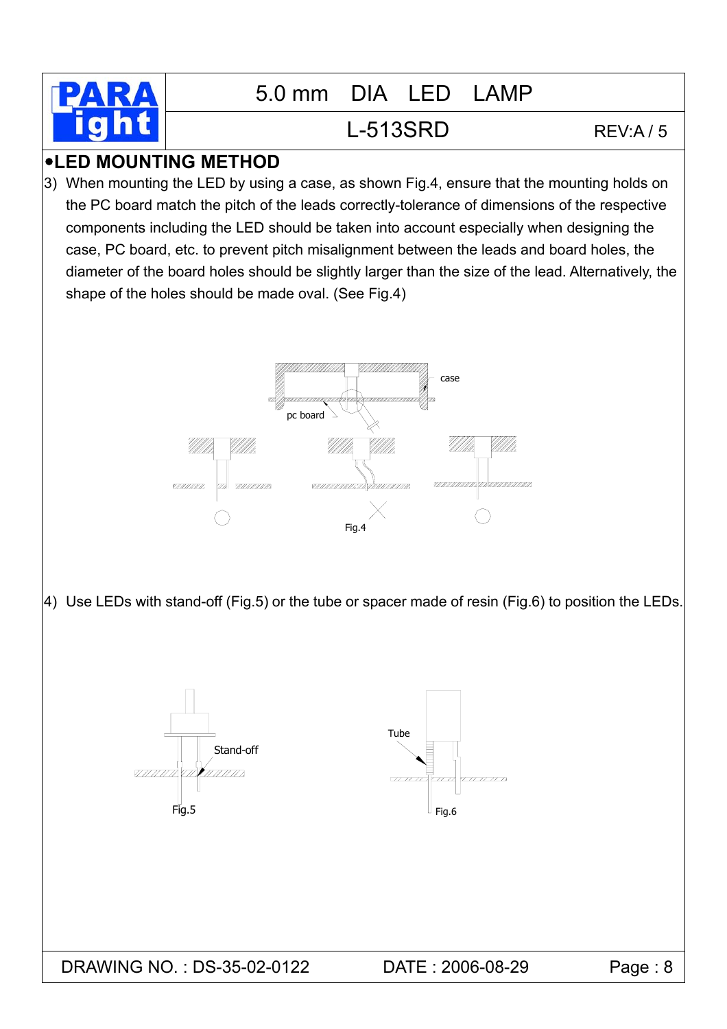# 5.0 mm DIA LED LAMP

## L-513SRD

REV:A / 5

## •LED MOUNTING METHOD

3) When mounting the LED by using a case, as shown Fig.4, ensure that the mounting holds on the PC board match the pitch of the leads correctly-tolerance of dimensions of the respective components including the LED should be taken into account especially when designing the case, PC board, etc. to prevent pitch misalignment between the leads and board holes, the diameter of the board holes should be slightly larger than the size of the lead. Alternatively, the shape of the holes should be made oval. (See Fig.4)

case

pc board

Fig.4

4) Use LEDs with stand-off (Fig.5) or the tube or spacer made of resin (Fig.6) to position the LEDs.

Stand-off

Fig.5

Tube

Fig.6

DRAWING NO. : DS-35-02-0122 DATE : 2006-08-29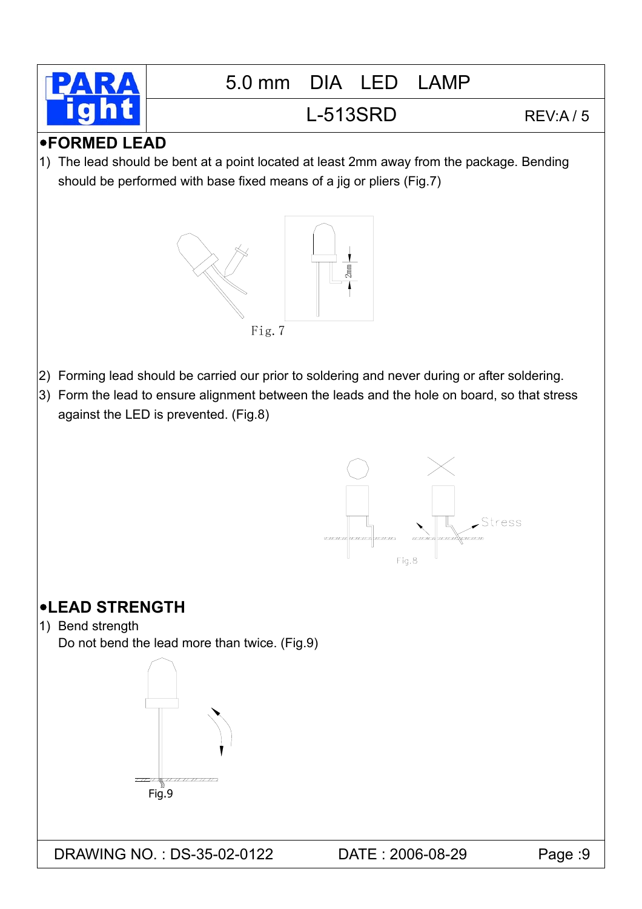## •FORMED LEAD

1) The lead should be bent at a point located at least 2mm away from the package. Bending should be performed with base fixed means of a jig or pliers (Fig.7)

Fig. 7

2) Forming lead should be carried our prior to soldering and never during or after soldering.
3) Form the lead to ensure alignment between the leads and the hole on board, so that stress against the LED is prevented. (Fig.8)

Fig.8

## •LEAD STRENGTH

1) Bend strength
   Do not bend the lead more than twice. (Fig.9)

Fig.9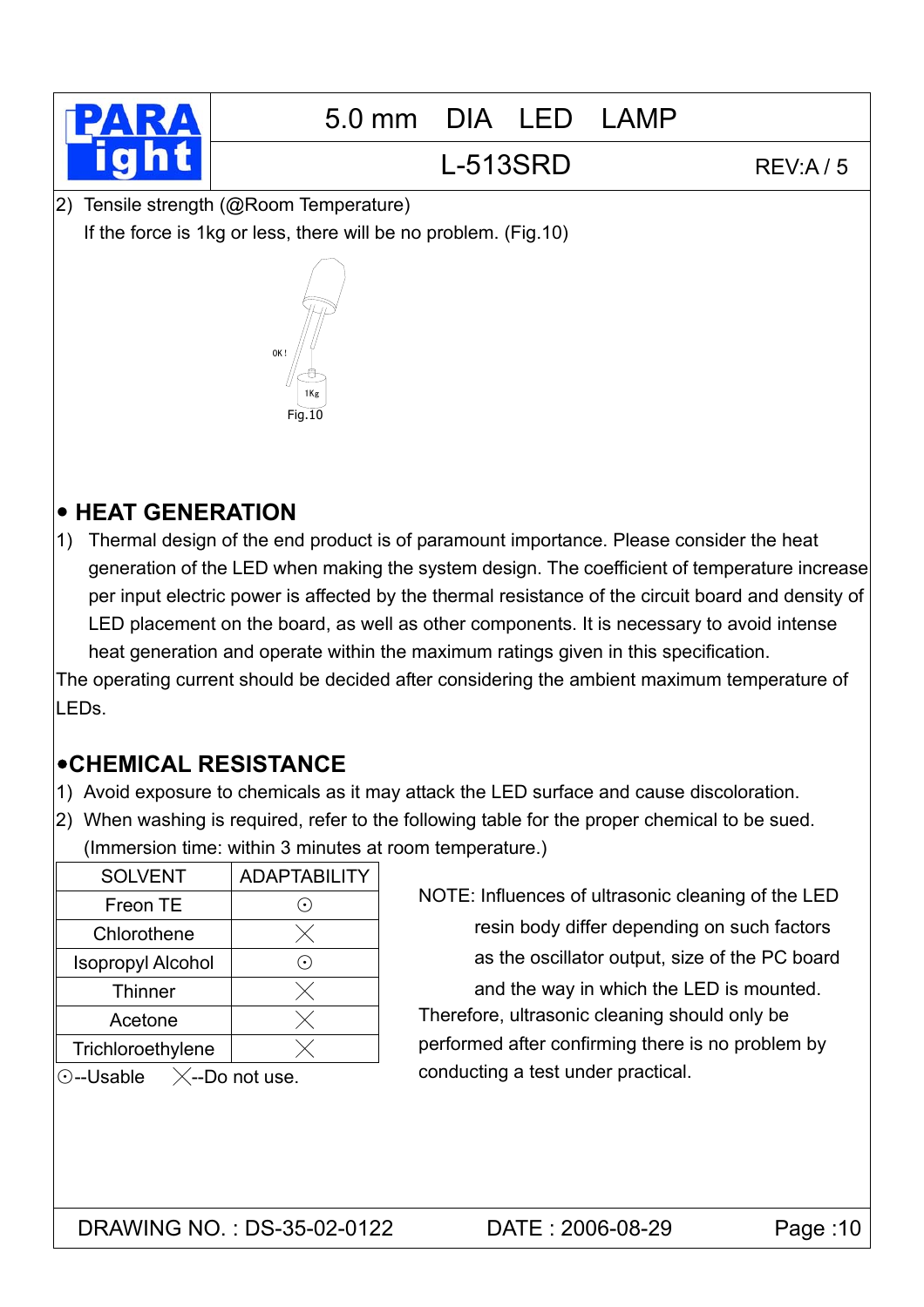2) Tensile strength (@Room Temperature)
   If the force is 1kg or less, there will be no problem. (Fig.10)

OK!

1Kg

Fig.10

## • HEAT GENERATION

1) Thermal design of the end product is of paramount importance. Please consider the heat generation of the LED when making the system design. The coefficient of temperature increase per input electric power is affected by the thermal resistance of the circuit board and density of LED placement on the board, as well as other components. It is necessary to avoid intense heat generation and operate within the maximum ratings given in this specification.

The operating current should be decided after considering the ambient maximum temperature of LEDs.

## •CHEMICAL RESISTANCE

1) Avoid exposure to chemicals as it may attack the LED surface and cause discoloration.
2) When washing is required, refer to the following table for the proper chemical to be sued. (Immersion time: within 3 minutes at room temperature.)

| SOLVENT | ADAPTABILITY |
|---|---|
| Freon TE | ⊙ |
| Chlorothene | ╳ |
| Isopropyl Alcohol | ⊙ |
| Thinner | ╳ |
| Acetone | ╳ |
| Trichloroethylene | ╳ |

⊙--Usable ╳--Do not use.

NOTE: Influences of ultrasonic cleaning of the LED resin body differ depending on such factors as the oscillator output, size of the PC board and the way in which the LED is mounted. Therefore, ultrasonic cleaning should only be performed after confirming there is no problem by conducting a test under practical.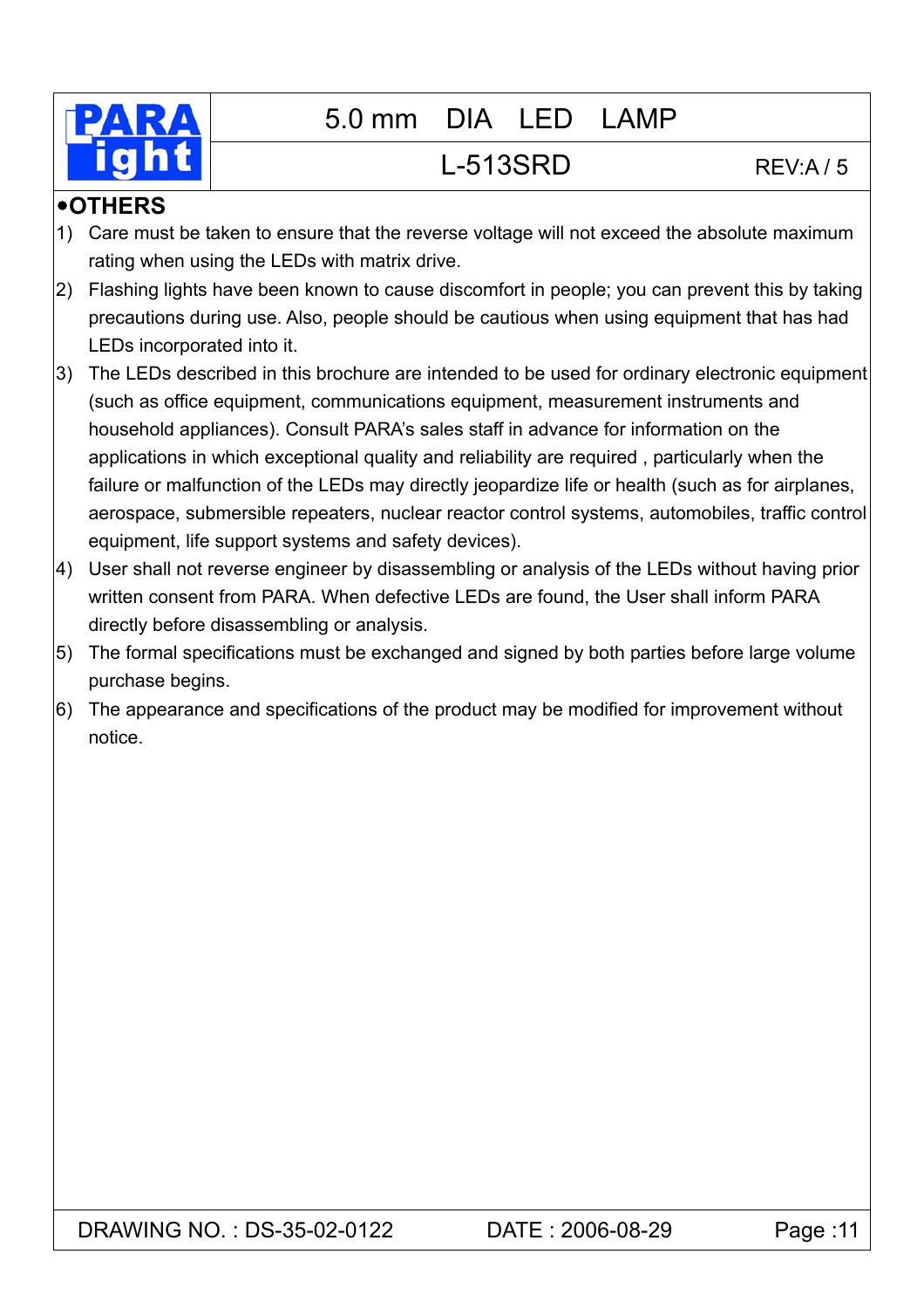## •OTHERS

1) Care must be taken to ensure that the reverse voltage will not exceed the absolute maximum rating when using the LEDs with matrix drive.
2) Flashing lights have been known to cause discomfort in people; you can prevent this by taking precautions during use. Also, people should be cautious when using equipment that has had LEDs incorporated into it.
3) The LEDs described in this brochure are intended to be used for ordinary electronic equipment (such as office equipment, communications equipment, measurement instruments and household appliances). Consult PARA's sales staff in advance for information on the applications in which exceptional quality and reliability are required , particularly when the failure or malfunction of the LEDs may directly jeopardize life or health (such as for airplanes, aerospace, submersible repeaters, nuclear reactor control systems, automobiles, traffic control equipment, life support systems and safety devices).
4) User shall not reverse engineer by disassembling or analysis of the LEDs without having prior written consent from PARA. When defective LEDs are found, the User shall inform PARA directly before disassembling or analysis.
5) The formal specifications must be exchanged and signed by both parties before large volume purchase begins.
6) The appearance and specifications of the product may be modified for improvement without notice.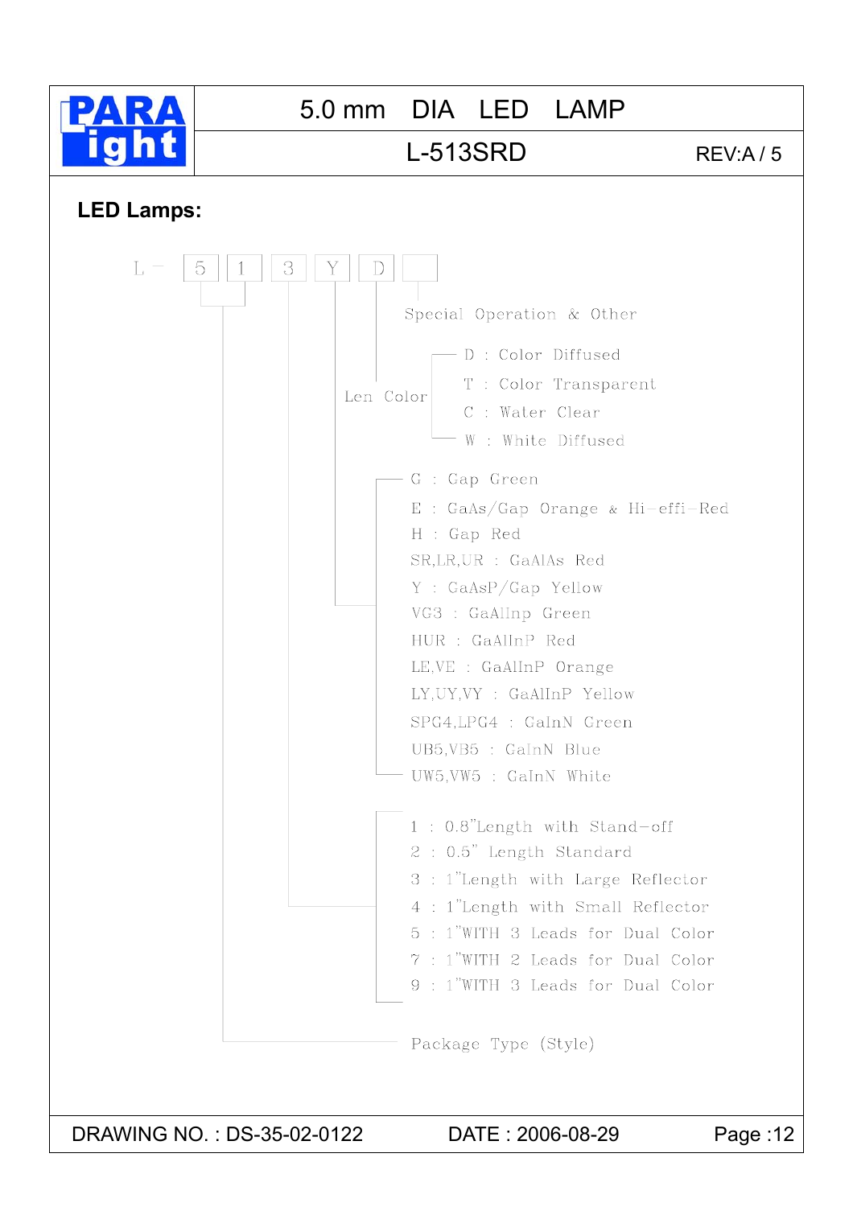## LED Lamps:

L − 5 1 3 Y D [ ]

- **5 1** — Package Type (Style)
- **3**:
  - 1 : 0.8"Length with Stand−off
  - 2 : 0.5" Length Standard
  - 3 : 1"Length with Large Reflector
  - 4 : 1"Length with Small Reflector
  - 5 : 1"WITH 3 Leads for Dual Color
  - 7 : 1"WITH 2 Leads for Dual Color
  - 9 : 1"WITH 3 Leads for Dual Color
- **Y**:
  - G : Gap Green
  - E : GaAs/Gap Orange & Hi−effi−Red
  - H : Gap Red
  - SR,LR,UR : GaAlAs Red
  - Y : GaAsP/Gap Yellow
  - VG3 : GaAlInp Green
  - HUR : GaAlInP Red
  - LE,VE : GaAlInP Orange
  - LY,UY,VY : GaAlInP Yellow
  - SPG4,LPG4 : GaInN Green
  - UB5,VB5 : GaInN Blue
  - UW5,VW5 : GaInN White
- **D** — Len Color:
  - D : Color Diffused
  - T : Color Transparent
  - C : Water Clear
  - W : White Diffused
- **[ ]** — Special Operation & Other